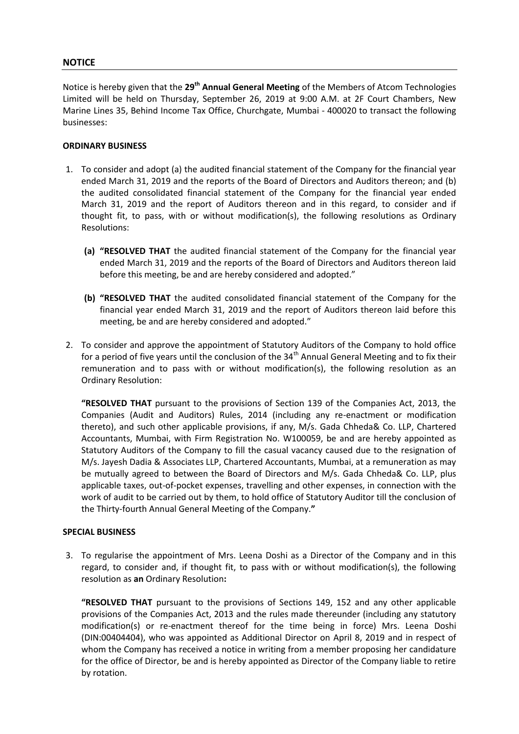## NOTICE

Notice is hereby given that the **29th Annual General Meeting** of the Members of Atcom Technologies Limited will be held on Thursday, September 26, 2019 at 9:00 A.M. at 2F Court Chambers, New Marine Lines 35, Behind Income Tax Office, Churchgate, Mumbai - 400020 to transact the following businesses:

**ORDINARY BUSINESS**

1. To consider and adopt (a) the audited financial statement of the Company for the financial year ended March 31, 2019 and the reports of the Board of Directors and Auditors thereon; and (b) the audited consolidated financial statement of the Company for the financial year ended March 31, 2019 and the report of Auditors thereon and in this regard, to consider and if thought fit, to pass, with or without modification(s), the following resolutions as Ordinary Resolutions:

   **(a) "RESOLVED THAT** the audited financial statement of the Company for the financial year ended March 31, 2019 and the reports of the Board of Directors and Auditors thereon laid before this meeting, be and are hereby considered and adopted."

   **(b) "RESOLVED THAT** the audited consolidated financial statement of the Company for the financial year ended March 31, 2019 and the report of Auditors thereon laid before this meeting, be and are hereby considered and adopted."

2. To consider and approve the appointment of Statutory Auditors of the Company to hold office for a period of five years until the conclusion of the 34th Annual General Meeting and to fix their remuneration and to pass with or without modification(s), the following resolution as an Ordinary Resolution:

   **"RESOLVED THAT** pursuant to the provisions of Section 139 of the Companies Act, 2013, the Companies (Audit and Auditors) Rules, 2014 (including any re-enactment or modification thereto), and such other applicable provisions, if any, M/s. Gada Chheda& Co. LLP, Chartered Accountants, Mumbai, with Firm Registration No. W100059, be and are hereby appointed as Statutory Auditors of the Company to fill the casual vacancy caused due to the resignation of M/s. Jayesh Dadia & Associates LLP, Chartered Accountants, Mumbai, at a remuneration as may be mutually agreed to between the Board of Directors and M/s. Gada Chheda& Co. LLP, plus applicable taxes, out-of-pocket expenses, travelling and other expenses, in connection with the work of audit to be carried out by them, to hold office of Statutory Auditor till the conclusion of the Thirty-fourth Annual General Meeting of the Company.**"**

**SPECIAL BUSINESS**

3. To regularise the appointment of Mrs. Leena Doshi as a Director of the Company and in this regard, to consider and, if thought fit, to pass with or without modification(s), the following resolution as **an** Ordinary Resolution**:**

   **"RESOLVED THAT** pursuant to the provisions of Sections 149, 152 and any other applicable provisions of the Companies Act, 2013 and the rules made thereunder (including any statutory modification(s) or re-enactment thereof for the time being in force) Mrs. Leena Doshi (DIN:00404404), who was appointed as Additional Director on April 8, 2019 and in respect of whom the Company has received a notice in writing from a member proposing her candidature for the office of Director, be and is hereby appointed as Director of the Company liable to retire by rotation.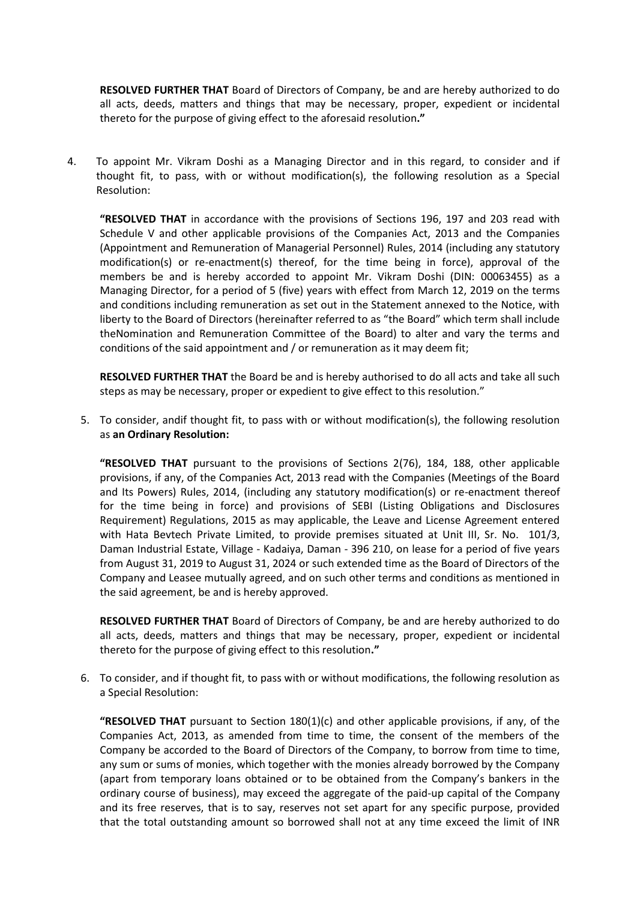**RESOLVED FURTHER THAT** Board of Directors of Company, be and are hereby authorized to do all acts, deeds, matters and things that may be necessary, proper, expedient or incidental thereto for the purpose of giving effect to the aforesaid resolution**."**

4. To appoint Mr. Vikram Doshi as a Managing Director and in this regard, to consider and if thought fit, to pass, with or without modification(s), the following resolution as a Special Resolution:

   **"RESOLVED THAT** in accordance with the provisions of Sections 196, 197 and 203 read with Schedule V and other applicable provisions of the Companies Act, 2013 and the Companies (Appointment and Remuneration of Managerial Personnel) Rules, 2014 (including any statutory modification(s) or re-enactment(s) thereof, for the time being in force), approval of the members be and is hereby accorded to appoint Mr. Vikram Doshi (DIN: 00063455) as a Managing Director, for a period of 5 (five) years with effect from March 12, 2019 on the terms and conditions including remuneration as set out in the Statement annexed to the Notice, with liberty to the Board of Directors (hereinafter referred to as "the Board" which term shall include theNomination and Remuneration Committee of the Board) to alter and vary the terms and conditions of the said appointment and / or remuneration as it may deem fit;

   **RESOLVED FURTHER THAT** the Board be and is hereby authorised to do all acts and take all such steps as may be necessary, proper or expedient to give effect to this resolution."

5. To consider, andif thought fit, to pass with or without modification(s), the following resolution as **an Ordinary Resolution:**

   **"RESOLVED THAT** pursuant to the provisions of Sections 2(76), 184, 188, other applicable provisions, if any, of the Companies Act, 2013 read with the Companies (Meetings of the Board and Its Powers) Rules, 2014, (including any statutory modification(s) or re-enactment thereof for the time being in force) and provisions of SEBI (Listing Obligations and Disclosures Requirement) Regulations, 2015 as may applicable, the Leave and License Agreement entered with Hata Bevtech Private Limited, to provide premises situated at Unit III, Sr. No. 101/3, Daman Industrial Estate, Village - Kadaiya, Daman - 396 210, on lease for a period of five years from August 31, 2019 to August 31, 2024 or such extended time as the Board of Directors of the Company and Leasee mutually agreed, and on such other terms and conditions as mentioned in the said agreement, be and is hereby approved.

   **RESOLVED FURTHER THAT** Board of Directors of Company, be and are hereby authorized to do all acts, deeds, matters and things that may be necessary, proper, expedient or incidental thereto for the purpose of giving effect to this resolution**."**

6. To consider, and if thought fit, to pass with or without modifications, the following resolution as a Special Resolution:

   **"RESOLVED THAT** pursuant to Section 180(1)(c) and other applicable provisions, if any, of the Companies Act, 2013, as amended from time to time, the consent of the members of the Company be accorded to the Board of Directors of the Company, to borrow from time to time, any sum or sums of monies, which together with the monies already borrowed by the Company (apart from temporary loans obtained or to be obtained from the Company's bankers in the ordinary course of business), may exceed the aggregate of the paid-up capital of the Company and its free reserves, that is to say, reserves not set apart for any specific purpose, provided that the total outstanding amount so borrowed shall not at any time exceed the limit of INR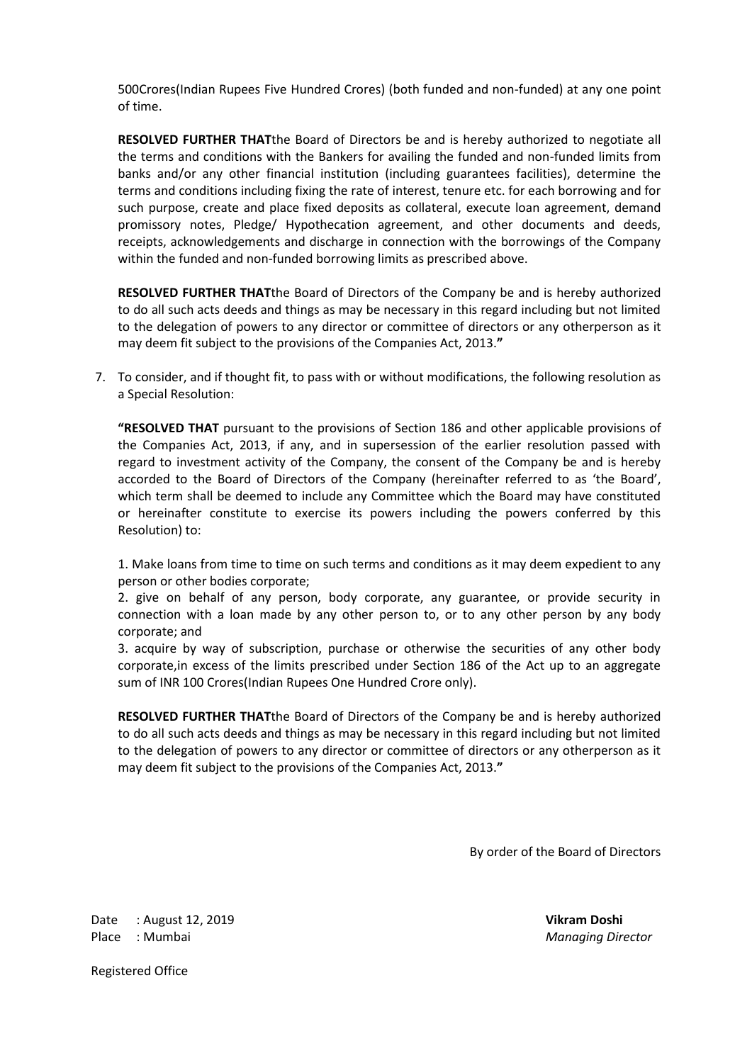500Crores(Indian Rupees Five Hundred Crores) (both funded and non-funded) at any one point of time.

**RESOLVED FURTHER THAT**the Board of Directors be and is hereby authorized to negotiate all the terms and conditions with the Bankers for availing the funded and non-funded limits from banks and/or any other financial institution (including guarantees facilities), determine the terms and conditions including fixing the rate of interest, tenure etc. for each borrowing and for such purpose, create and place fixed deposits as collateral, execute loan agreement, demand promissory notes, Pledge/ Hypothecation agreement, and other documents and deeds, receipts, acknowledgements and discharge in connection with the borrowings of the Company within the funded and non-funded borrowing limits as prescribed above.

**RESOLVED FURTHER THAT**the Board of Directors of the Company be and is hereby authorized to do all such acts deeds and things as may be necessary in this regard including but not limited to the delegation of powers to any director or committee of directors or any otherperson as it may deem fit subject to the provisions of the Companies Act, 2013.**"**

7. To consider, and if thought fit, to pass with or without modifications, the following resolution as a Special Resolution:

   **"RESOLVED THAT** pursuant to the provisions of Section 186 and other applicable provisions of the Companies Act, 2013, if any, and in supersession of the earlier resolution passed with regard to investment activity of the Company, the consent of the Company be and is hereby accorded to the Board of Directors of the Company (hereinafter referred to as 'the Board', which term shall be deemed to include any Committee which the Board may have constituted or hereinafter constitute to exercise its powers including the powers conferred by this Resolution) to:

   1. Make loans from time to time on such terms and conditions as it may deem expedient to any person or other bodies corporate;
   2. give on behalf of any person, body corporate, any guarantee, or provide security in connection with a loan made by any other person to, or to any other person by any body corporate; and
   3. acquire by way of subscription, purchase or otherwise the securities of any other body corporate,in excess of the limits prescribed under Section 186 of the Act up to an aggregate sum of INR 100 Crores(Indian Rupees One Hundred Crore only).

   **RESOLVED FURTHER THAT**the Board of Directors of the Company be and is hereby authorized to do all such acts deeds and things as may be necessary in this regard including but not limited to the delegation of powers to any director or committee of directors or any otherperson as it may deem fit subject to the provisions of the Companies Act, 2013.**"**

By order of the Board of Directors

Date : August 12, 2019
Place : Mumbai

**Vikram Doshi**
*Managing Director*

Registered Office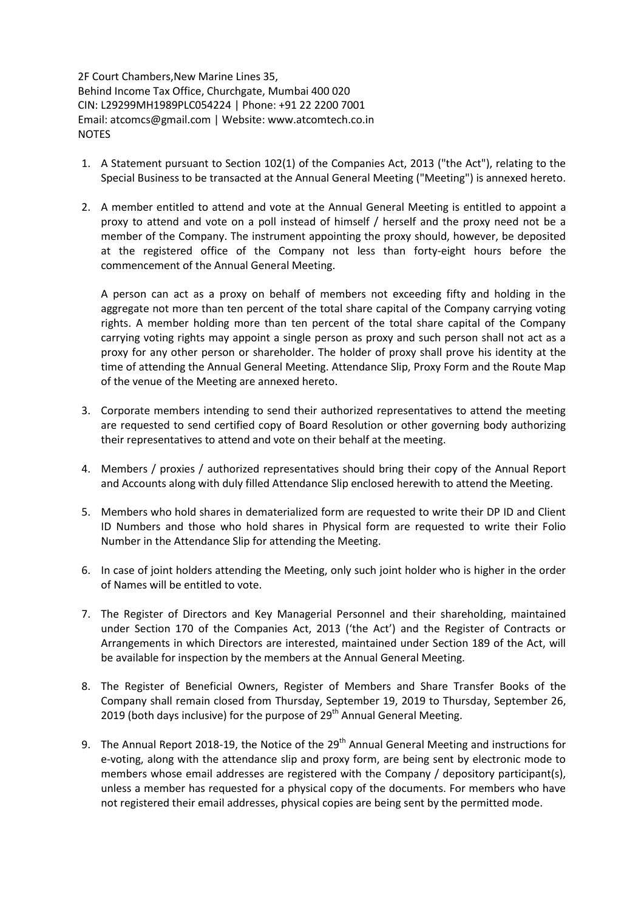2F Court Chambers,New Marine Lines 35,
Behind Income Tax Office, Churchgate, Mumbai 400 020
CIN: L29299MH1989PLC054224 | Phone: +91 22 2200 7001
Email: atcomcs@gmail.com | Website: www.atcomtech.co.in

## NOTES

1. A Statement pursuant to Section 102(1) of the Companies Act, 2013 ("the Act"), relating to the Special Business to be transacted at the Annual General Meeting ("Meeting") is annexed hereto.

2. A member entitled to attend and vote at the Annual General Meeting is entitled to appoint a proxy to attend and vote on a poll instead of himself / herself and the proxy need not be a member of the Company. The instrument appointing the proxy should, however, be deposited at the registered office of the Company not less than forty-eight hours before the commencement of the Annual General Meeting.

   A person can act as a proxy on behalf of members not exceeding fifty and holding in the aggregate not more than ten percent of the total share capital of the Company carrying voting rights. A member holding more than ten percent of the total share capital of the Company carrying voting rights may appoint a single person as proxy and such person shall not act as a proxy for any other person or shareholder. The holder of proxy shall prove his identity at the time of attending the Annual General Meeting. Attendance Slip, Proxy Form and the Route Map of the venue of the Meeting are annexed hereto.

3. Corporate members intending to send their authorized representatives to attend the meeting are requested to send certified copy of Board Resolution or other governing body authorizing their representatives to attend and vote on their behalf at the meeting.

4. Members / proxies / authorized representatives should bring their copy of the Annual Report and Accounts along with duly filled Attendance Slip enclosed herewith to attend the Meeting.

5. Members who hold shares in dematerialized form are requested to write their DP ID and Client ID Numbers and those who hold shares in Physical form are requested to write their Folio Number in the Attendance Slip for attending the Meeting.

6. In case of joint holders attending the Meeting, only such joint holder who is higher in the order of Names will be entitled to vote.

7. The Register of Directors and Key Managerial Personnel and their shareholding, maintained under Section 170 of the Companies Act, 2013 ('the Act') and the Register of Contracts or Arrangements in which Directors are interested, maintained under Section 189 of the Act, will be available for inspection by the members at the Annual General Meeting.

8. The Register of Beneficial Owners, Register of Members and Share Transfer Books of the Company shall remain closed from Thursday, September 19, 2019 to Thursday, September 26, 2019 (both days inclusive) for the purpose of 29th Annual General Meeting.

9. The Annual Report 2018-19, the Notice of the 29th Annual General Meeting and instructions for e-voting, along with the attendance slip and proxy form, are being sent by electronic mode to members whose email addresses are registered with the Company / depository participant(s), unless a member has requested for a physical copy of the documents. For members who have not registered their email addresses, physical copies are being sent by the permitted mode.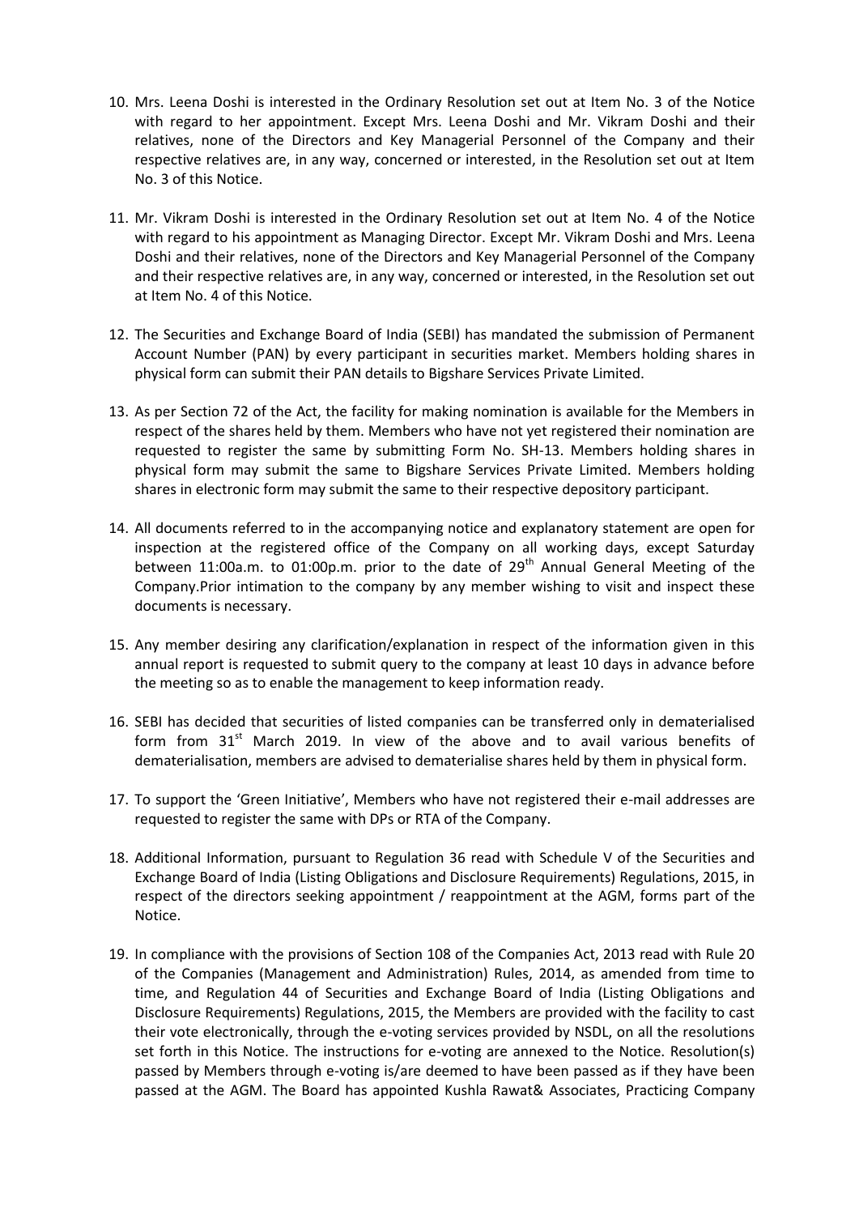10. Mrs. Leena Doshi is interested in the Ordinary Resolution set out at Item No. 3 of the Notice with regard to her appointment. Except Mrs. Leena Doshi and Mr. Vikram Doshi and their relatives, none of the Directors and Key Managerial Personnel of the Company and their respective relatives are, in any way, concerned or interested, in the Resolution set out at Item No. 3 of this Notice.

11. Mr. Vikram Doshi is interested in the Ordinary Resolution set out at Item No. 4 of the Notice with regard to his appointment as Managing Director. Except Mr. Vikram Doshi and Mrs. Leena Doshi and their relatives, none of the Directors and Key Managerial Personnel of the Company and their respective relatives are, in any way, concerned or interested, in the Resolution set out at Item No. 4 of this Notice.

12. The Securities and Exchange Board of India (SEBI) has mandated the submission of Permanent Account Number (PAN) by every participant in securities market. Members holding shares in physical form can submit their PAN details to Bigshare Services Private Limited.

13. As per Section 72 of the Act, the facility for making nomination is available for the Members in respect of the shares held by them. Members who have not yet registered their nomination are requested to register the same by submitting Form No. SH-13. Members holding shares in physical form may submit the same to Bigshare Services Private Limited. Members holding shares in electronic form may submit the same to their respective depository participant.

14. All documents referred to in the accompanying notice and explanatory statement are open for inspection at the registered office of the Company on all working days, except Saturday between 11:00a.m. to 01:00p.m. prior to the date of 29th Annual General Meeting of the Company.Prior intimation to the company by any member wishing to visit and inspect these documents is necessary.

15. Any member desiring any clarification/explanation in respect of the information given in this annual report is requested to submit query to the company at least 10 days in advance before the meeting so as to enable the management to keep information ready.

16. SEBI has decided that securities of listed companies can be transferred only in dematerialised form from 31st March 2019. In view of the above and to avail various benefits of dematerialisation, members are advised to dematerialise shares held by them in physical form.

17. To support the 'Green Initiative', Members who have not registered their e-mail addresses are requested to register the same with DPs or RTA of the Company.

18. Additional Information, pursuant to Regulation 36 read with Schedule V of the Securities and Exchange Board of India (Listing Obligations and Disclosure Requirements) Regulations, 2015, in respect of the directors seeking appointment / reappointment at the AGM, forms part of the Notice.

19. In compliance with the provisions of Section 108 of the Companies Act, 2013 read with Rule 20 of the Companies (Management and Administration) Rules, 2014, as amended from time to time, and Regulation 44 of Securities and Exchange Board of India (Listing Obligations and Disclosure Requirements) Regulations, 2015, the Members are provided with the facility to cast their vote electronically, through the e-voting services provided by NSDL, on all the resolutions set forth in this Notice. The instructions for e-voting are annexed to the Notice. Resolution(s) passed by Members through e-voting is/are deemed to have been passed as if they have been passed at the AGM. The Board has appointed Kushla Rawat& Associates, Practicing Company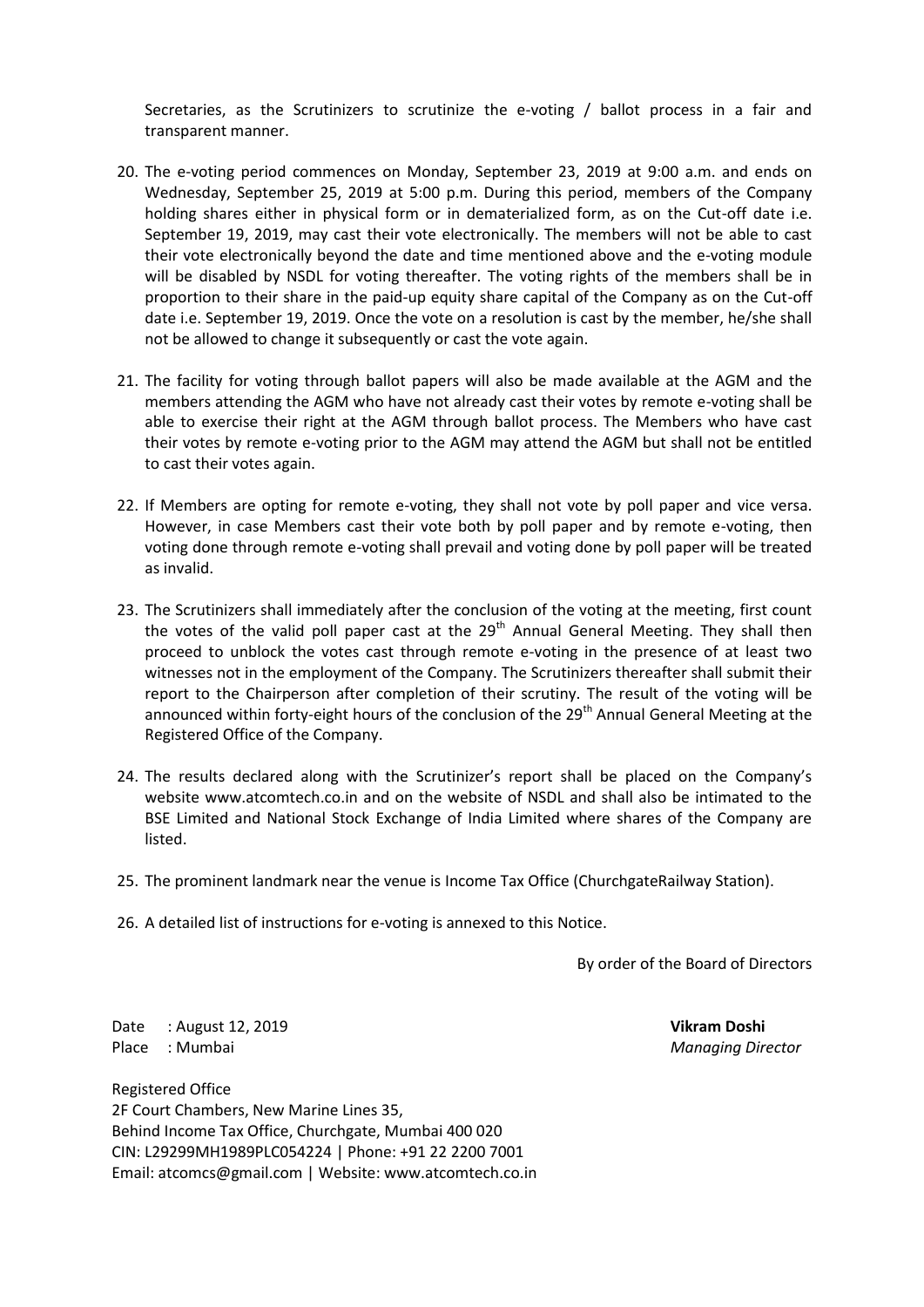Secretaries, as the Scrutinizers to scrutinize the e-voting / ballot process in a fair and transparent manner.

20. The e-voting period commences on Monday, September 23, 2019 at 9:00 a.m. and ends on Wednesday, September 25, 2019 at 5:00 p.m. During this period, members of the Company holding shares either in physical form or in dematerialized form, as on the Cut-off date i.e. September 19, 2019, may cast their vote electronically. The members will not be able to cast their vote electronically beyond the date and time mentioned above and the e-voting module will be disabled by NSDL for voting thereafter. The voting rights of the members shall be in proportion to their share in the paid-up equity share capital of the Company as on the Cut-off date i.e. September 19, 2019. Once the vote on a resolution is cast by the member, he/she shall not be allowed to change it subsequently or cast the vote again.

21. The facility for voting through ballot papers will also be made available at the AGM and the members attending the AGM who have not already cast their votes by remote e-voting shall be able to exercise their right at the AGM through ballot process. The Members who have cast their votes by remote e-voting prior to the AGM may attend the AGM but shall not be entitled to cast their votes again.

22. If Members are opting for remote e-voting, they shall not vote by poll paper and vice versa. However, in case Members cast their vote both by poll paper and by remote e-voting, then voting done through remote e-voting shall prevail and voting done by poll paper will be treated as invalid.

23. The Scrutinizers shall immediately after the conclusion of the voting at the meeting, first count the votes of the valid poll paper cast at the 29th Annual General Meeting. They shall then proceed to unblock the votes cast through remote e-voting in the presence of at least two witnesses not in the employment of the Company. The Scrutinizers thereafter shall submit their report to the Chairperson after completion of their scrutiny. The result of the voting will be announced within forty-eight hours of the conclusion of the 29th Annual General Meeting at the Registered Office of the Company.

24. The results declared along with the Scrutinizer's report shall be placed on the Company's website www.atcomtech.co.in and on the website of NSDL and shall also be intimated to the BSE Limited and National Stock Exchange of India Limited where shares of the Company are listed.

25. The prominent landmark near the venue is Income Tax Office (ChurchgateRailway Station).

26. A detailed list of instructions for e-voting is annexed to this Notice.

By order of the Board of Directors

Date : August 12, 2019
Place : Mumbai

**Vikram Doshi**
*Managing Director*

Registered Office
2F Court Chambers, New Marine Lines 35,
Behind Income Tax Office, Churchgate, Mumbai 400 020
CIN: L29299MH1989PLC054224 | Phone: +91 22 2200 7001
Email: atcomcs@gmail.com | Website: www.atcomtech.co.in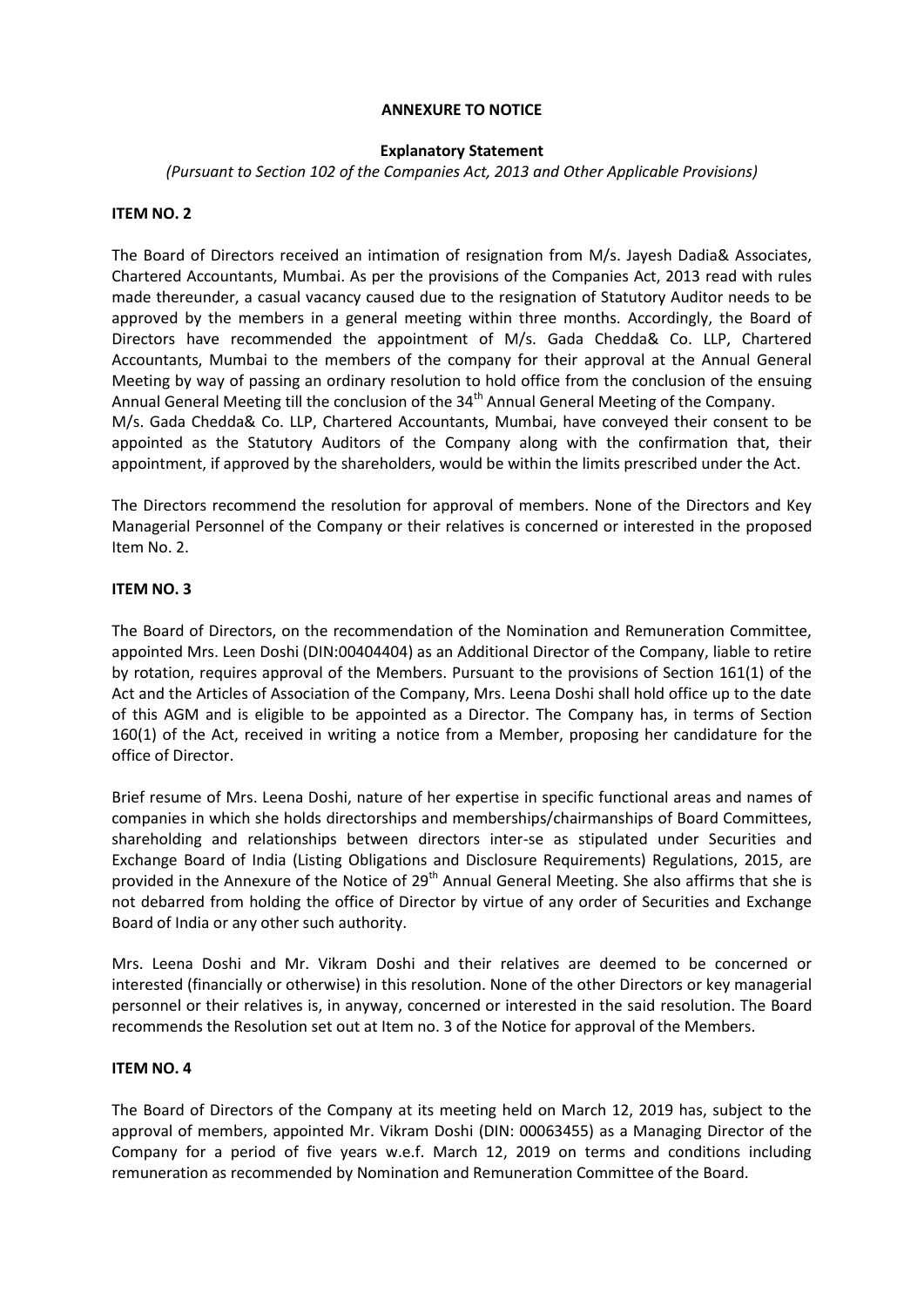**ANNEXURE TO NOTICE**

**Explanatory Statement**

*(Pursuant to Section 102 of the Companies Act, 2013 and Other Applicable Provisions)*

**ITEM NO. 2**

The Board of Directors received an intimation of resignation from M/s. Jayesh Dadia& Associates, Chartered Accountants, Mumbai. As per the provisions of the Companies Act, 2013 read with rules made thereunder, a casual vacancy caused due to the resignation of Statutory Auditor needs to be approved by the members in a general meeting within three months. Accordingly, the Board of Directors have recommended the appointment of M/s. Gada Chedda& Co. LLP, Chartered Accountants, Mumbai to the members of the company for their approval at the Annual General Meeting by way of passing an ordinary resolution to hold office from the conclusion of the ensuing Annual General Meeting till the conclusion of the 34th Annual General Meeting of the Company.
M/s. Gada Chedda& Co. LLP, Chartered Accountants, Mumbai, have conveyed their consent to be appointed as the Statutory Auditors of the Company along with the confirmation that, their appointment, if approved by the shareholders, would be within the limits prescribed under the Act.

The Directors recommend the resolution for approval of members. None of the Directors and Key Managerial Personnel of the Company or their relatives is concerned or interested in the proposed Item No. 2.

**ITEM NO. 3**

The Board of Directors, on the recommendation of the Nomination and Remuneration Committee, appointed Mrs. Leen Doshi (DIN:00404404) as an Additional Director of the Company, liable to retire by rotation, requires approval of the Members. Pursuant to the provisions of Section 161(1) of the Act and the Articles of Association of the Company, Mrs. Leena Doshi shall hold office up to the date of this AGM and is eligible to be appointed as a Director. The Company has, in terms of Section 160(1) of the Act, received in writing a notice from a Member, proposing her candidature for the office of Director.

Brief resume of Mrs. Leena Doshi, nature of her expertise in specific functional areas and names of companies in which she holds directorships and memberships/chairmanships of Board Committees, shareholding and relationships between directors inter-se as stipulated under Securities and Exchange Board of India (Listing Obligations and Disclosure Requirements) Regulations, 2015, are provided in the Annexure of the Notice of 29th Annual General Meeting. She also affirms that she is not debarred from holding the office of Director by virtue of any order of Securities and Exchange Board of India or any other such authority.

Mrs. Leena Doshi and Mr. Vikram Doshi and their relatives are deemed to be concerned or interested (financially or otherwise) in this resolution. None of the other Directors or key managerial personnel or their relatives is, in anyway, concerned or interested in the said resolution. The Board recommends the Resolution set out at Item no. 3 of the Notice for approval of the Members.

**ITEM NO. 4**

The Board of Directors of the Company at its meeting held on March 12, 2019 has, subject to the approval of members, appointed Mr. Vikram Doshi (DIN: 00063455) as a Managing Director of the Company for a period of five years w.e.f. March 12, 2019 on terms and conditions including remuneration as recommended by Nomination and Remuneration Committee of the Board.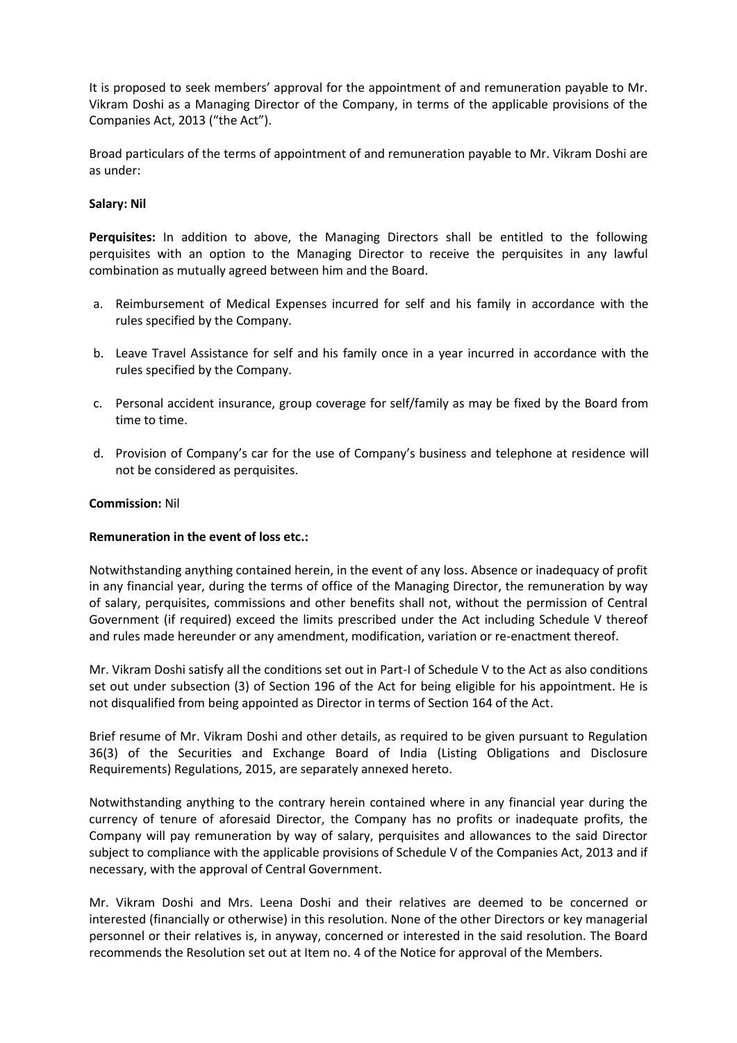It is proposed to seek members' approval for the appointment of and remuneration payable to Mr. Vikram Doshi as a Managing Director of the Company, in terms of the applicable provisions of the Companies Act, 2013 ("the Act").

Broad particulars of the terms of appointment of and remuneration payable to Mr. Vikram Doshi are as under:

**Salary: Nil**

**Perquisites:** In addition to above, the Managing Directors shall be entitled to the following perquisites with an option to the Managing Director to receive the perquisites in any lawful combination as mutually agreed between him and the Board.

a. Reimbursement of Medical Expenses incurred for self and his family in accordance with the rules specified by the Company.

b. Leave Travel Assistance for self and his family once in a year incurred in accordance with the rules specified by the Company.

c. Personal accident insurance, group coverage for self/family as may be fixed by the Board from time to time.

d. Provision of Company's car for the use of Company's business and telephone at residence will not be considered as perquisites.

**Commission:** Nil

**Remuneration in the event of loss etc.:**

Notwithstanding anything contained herein, in the event of any loss. Absence or inadequacy of profit in any financial year, during the terms of office of the Managing Director, the remuneration by way of salary, perquisites, commissions and other benefits shall not, without the permission of Central Government (if required) exceed the limits prescribed under the Act including Schedule V thereof and rules made hereunder or any amendment, modification, variation or re-enactment thereof.

Mr. Vikram Doshi satisfy all the conditions set out in Part-I of Schedule V to the Act as also conditions set out under subsection (3) of Section 196 of the Act for being eligible for his appointment. He is not disqualified from being appointed as Director in terms of Section 164 of the Act.

Brief resume of Mr. Vikram Doshi and other details, as required to be given pursuant to Regulation 36(3) of the Securities and Exchange Board of India (Listing Obligations and Disclosure Requirements) Regulations, 2015, are separately annexed hereto.

Notwithstanding anything to the contrary herein contained where in any financial year during the currency of tenure of aforesaid Director, the Company has no profits or inadequate profits, the Company will pay remuneration by way of salary, perquisites and allowances to the said Director subject to compliance with the applicable provisions of Schedule V of the Companies Act, 2013 and if necessary, with the approval of Central Government.

Mr. Vikram Doshi and Mrs. Leena Doshi and their relatives are deemed to be concerned or interested (financially or otherwise) in this resolution. None of the other Directors or key managerial personnel or their relatives is, in anyway, concerned or interested in the said resolution. The Board recommends the Resolution set out at Item no. 4 of the Notice for approval of the Members.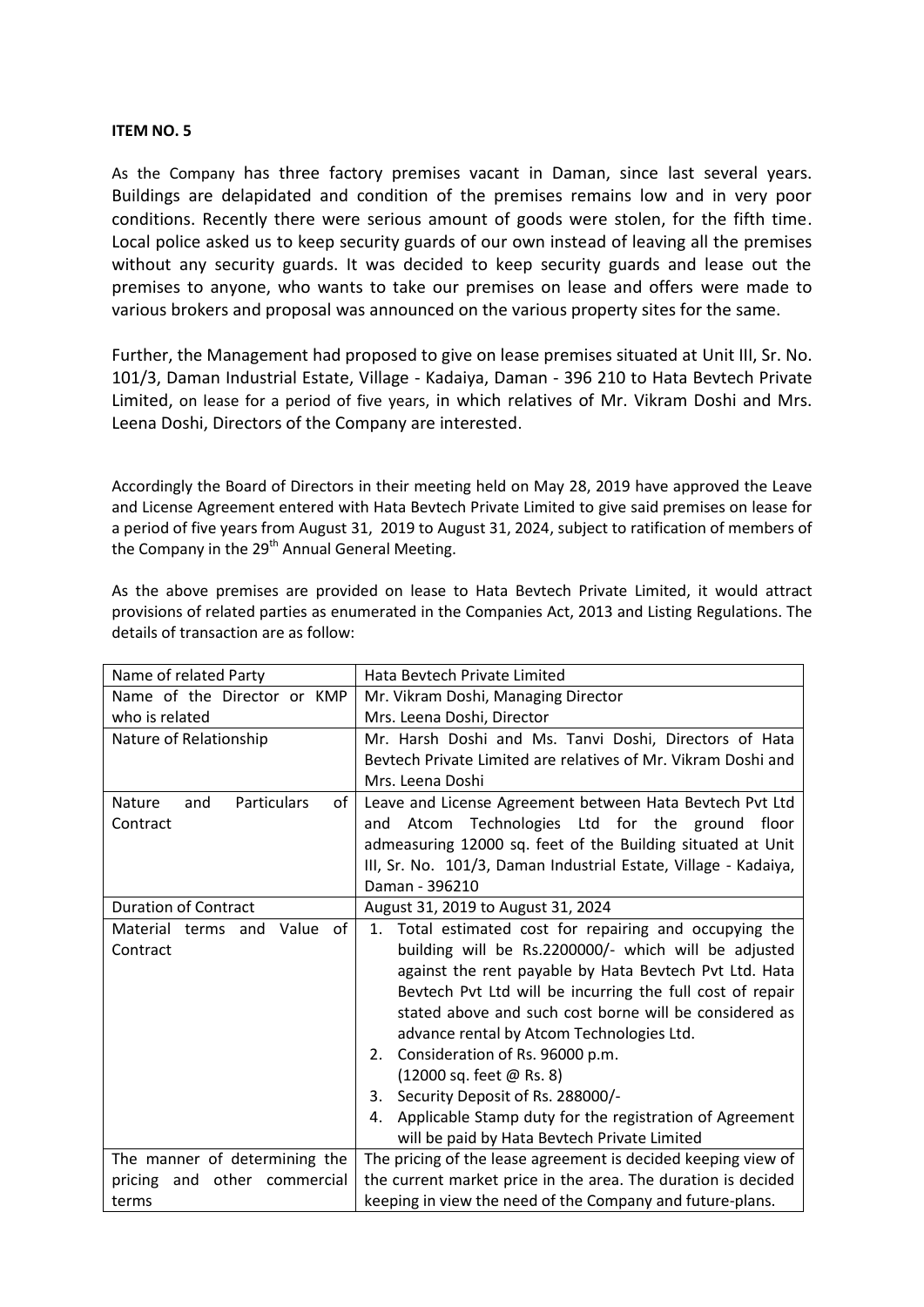**ITEM NO. 5**

As the Company has three factory premises vacant in Daman, since last several years. Buildings are delapidated and condition of the premises remains low and in very poor conditions. Recently there were serious amount of goods were stolen, for the fifth time. Local police asked us to keep security guards of our own instead of leaving all the premises without any security guards. It was decided to keep security guards and lease out the premises to anyone, who wants to take our premises on lease and offers were made to various brokers and proposal was announced on the various property sites for the same.

Further, the Management had proposed to give on lease premises situated at Unit III, Sr. No. 101/3, Daman Industrial Estate, Village - Kadaiya, Daman - 396 210 to Hata Bevtech Private Limited, on lease for a period of five years, in which relatives of Mr. Vikram Doshi and Mrs. Leena Doshi, Directors of the Company are interested.

Accordingly the Board of Directors in their meeting held on May 28, 2019 have approved the Leave and License Agreement entered with Hata Bevtech Private Limited to give said premises on lease for a period of five years from August 31, 2019 to August 31, 2024, subject to ratification of members of the Company in the 29th Annual General Meeting.

As the above premises are provided on lease to Hata Bevtech Private Limited, it would attract provisions of related parties as enumerated in the Companies Act, 2013 and Listing Regulations. The details of transaction are as follow:

| Name of related Party | Hata Bevtech Private Limited |
|---|---|
| Name of the Director or KMP who is related | Mr. Vikram Doshi, Managing Director<br>Mrs. Leena Doshi, Director |
| Nature of Relationship | Mr. Harsh Doshi and Ms. Tanvi Doshi, Directors of Hata Bevtech Private Limited are relatives of Mr. Vikram Doshi and Mrs. Leena Doshi |
| Nature and Particulars of Contract | Leave and License Agreement between Hata Bevtech Pvt Ltd and Atcom Technologies Ltd for the ground floor admeasuring 12000 sq. feet of the Building situated at Unit III, Sr. No. 101/3, Daman Industrial Estate, Village - Kadaiya, Daman - 396210 |
| Duration of Contract | August 31, 2019 to August 31, 2024 |
| Material terms and Value of Contract | 1. Total estimated cost for repairing and occupying the building will be Rs.2200000/- which will be adjusted against the rent payable by Hata Bevtech Pvt Ltd. Hata Bevtech Pvt Ltd will be incurring the full cost of repair stated above and such cost borne will be considered as advance rental by Atcom Technologies Ltd.<br>2. Consideration of Rs. 96000 p.m. (12000 sq. feet @ Rs. 8)<br>3. Security Deposit of Rs. 288000/-<br>4. Applicable Stamp duty for the registration of Agreement will be paid by Hata Bevtech Private Limited |
| The manner of determining the pricing and other commercial terms | The pricing of the lease agreement is decided keeping view of the current market price in the area. The duration is decided keeping in view the need of the Company and future-plans. |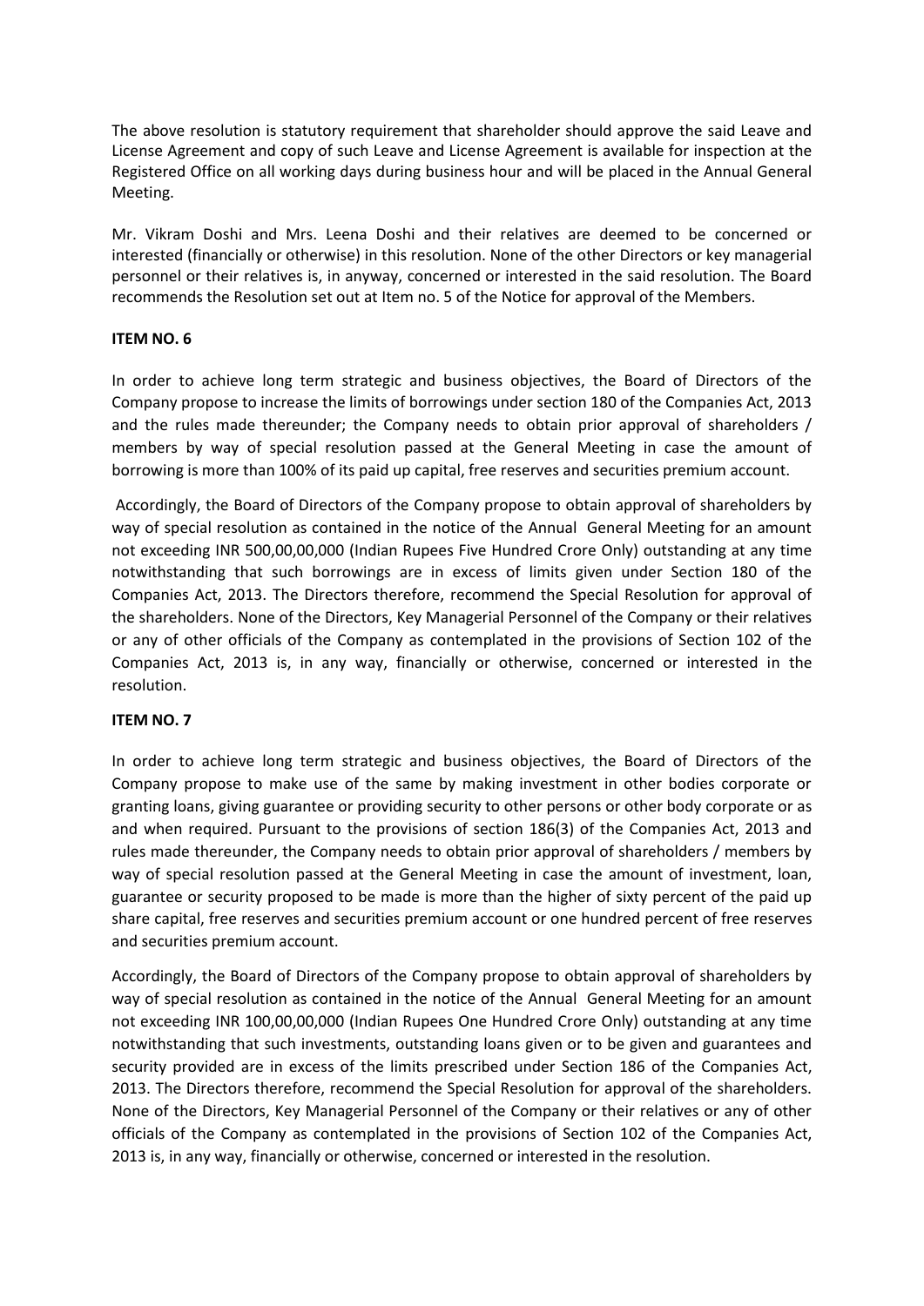The above resolution is statutory requirement that shareholder should approve the said Leave and License Agreement and copy of such Leave and License Agreement is available for inspection at the Registered Office on all working days during business hour and will be placed in the Annual General Meeting.

Mr. Vikram Doshi and Mrs. Leena Doshi and their relatives are deemed to be concerned or interested (financially or otherwise) in this resolution. None of the other Directors or key managerial personnel or their relatives is, in anyway, concerned or interested in the said resolution. The Board recommends the Resolution set out at Item no. 5 of the Notice for approval of the Members.

**ITEM NO. 6**

In order to achieve long term strategic and business objectives, the Board of Directors of the Company propose to increase the limits of borrowings under section 180 of the Companies Act, 2013 and the rules made thereunder; the Company needs to obtain prior approval of shareholders / members by way of special resolution passed at the General Meeting in case the amount of borrowing is more than 100% of its paid up capital, free reserves and securities premium account.

Accordingly, the Board of Directors of the Company propose to obtain approval of shareholders by way of special resolution as contained in the notice of the Annual General Meeting for an amount not exceeding INR 500,00,00,000 (Indian Rupees Five Hundred Crore Only) outstanding at any time notwithstanding that such borrowings are in excess of limits given under Section 180 of the Companies Act, 2013. The Directors therefore, recommend the Special Resolution for approval of the shareholders. None of the Directors, Key Managerial Personnel of the Company or their relatives or any of other officials of the Company as contemplated in the provisions of Section 102 of the Companies Act, 2013 is, in any way, financially or otherwise, concerned or interested in the resolution.

**ITEM NO. 7**

In order to achieve long term strategic and business objectives, the Board of Directors of the Company propose to make use of the same by making investment in other bodies corporate or granting loans, giving guarantee or providing security to other persons or other body corporate or as and when required. Pursuant to the provisions of section 186(3) of the Companies Act, 2013 and rules made thereunder, the Company needs to obtain prior approval of shareholders / members by way of special resolution passed at the General Meeting in case the amount of investment, loan, guarantee or security proposed to be made is more than the higher of sixty percent of the paid up share capital, free reserves and securities premium account or one hundred percent of free reserves and securities premium account.

Accordingly, the Board of Directors of the Company propose to obtain approval of shareholders by way of special resolution as contained in the notice of the Annual General Meeting for an amount not exceeding INR 100,00,00,000 (Indian Rupees One Hundred Crore Only) outstanding at any time notwithstanding that such investments, outstanding loans given or to be given and guarantees and security provided are in excess of the limits prescribed under Section 186 of the Companies Act, 2013. The Directors therefore, recommend the Special Resolution for approval of the shareholders. None of the Directors, Key Managerial Personnel of the Company or their relatives or any of other officials of the Company as contemplated in the provisions of Section 102 of the Companies Act, 2013 is, in any way, financially or otherwise, concerned or interested in the resolution.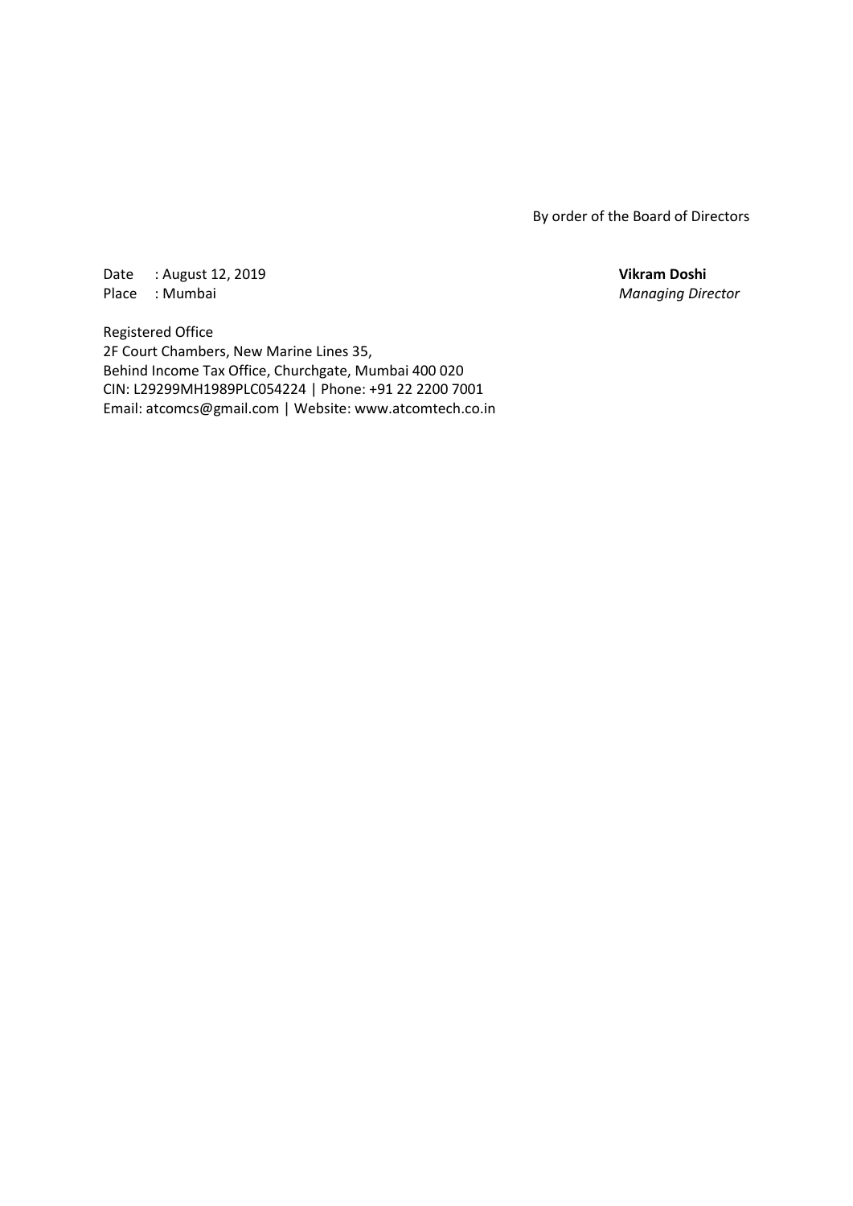By order of the Board of Directors

Date : August 12, 2019
Place : Mumbai

**Vikram Doshi**
*Managing Director*

Registered Office
2F Court Chambers, New Marine Lines 35,
Behind Income Tax Office, Churchgate, Mumbai 400 020
CIN: L29299MH1989PLC054224 | Phone: +91 22 2200 7001
Email: atcomcs@gmail.com | Website: www.atcomtech.co.in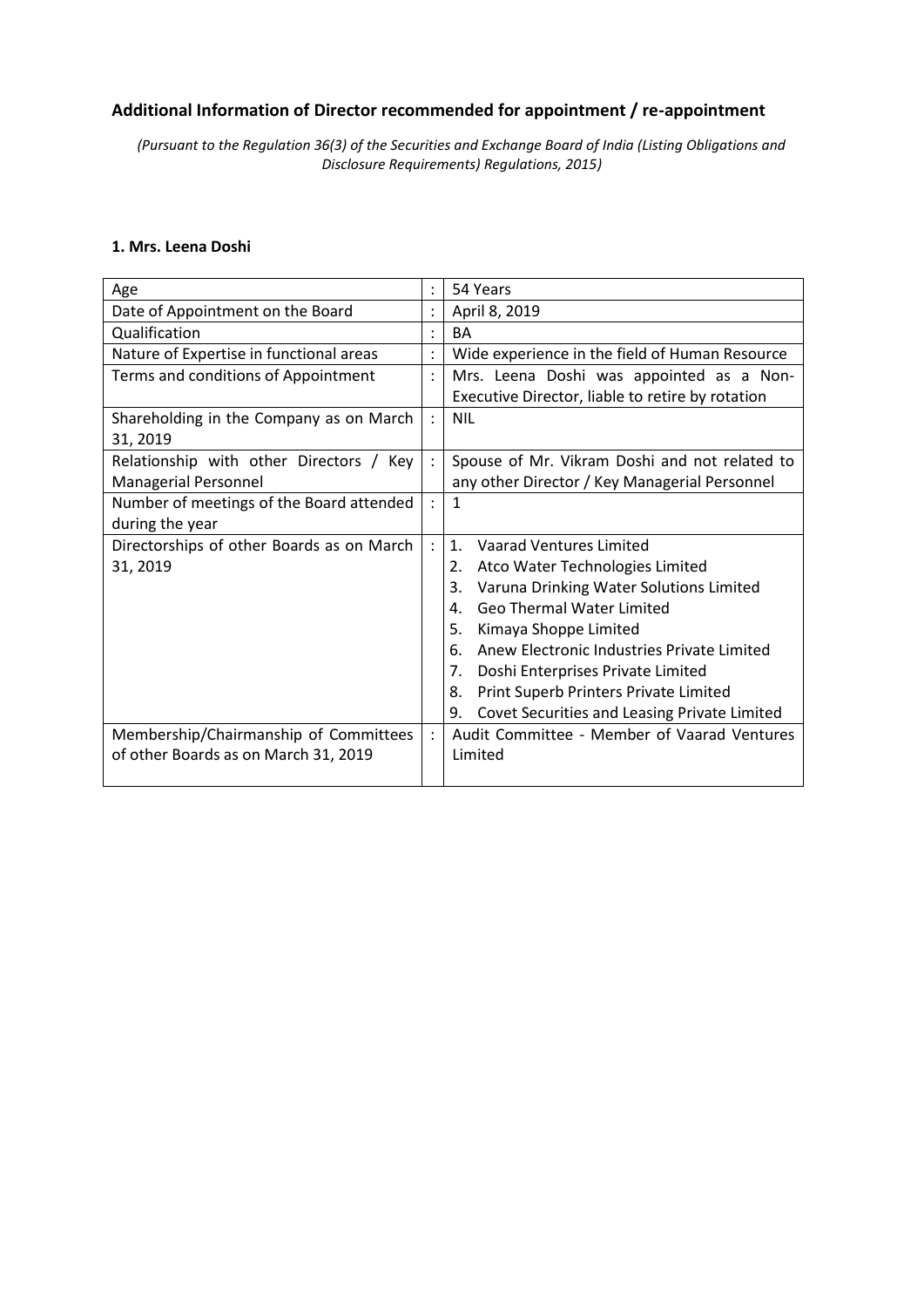## Additional Information of Director recommended for appointment / re-appointment

*(Pursuant to the Regulation 36(3) of the Securities and Exchange Board of India (Listing Obligations and Disclosure Requirements) Regulations, 2015)*

**1. Mrs. Leena Doshi**

| | | |
|---|---|---|
| Age | : | 54 Years |
| Date of Appointment on the Board | : | April 8, 2019 |
| Qualification | : | BA |
| Nature of Expertise in functional areas | : | Wide experience in the field of Human Resource |
| Terms and conditions of Appointment | : | Mrs. Leena Doshi was appointed as a Non-Executive Director, liable to retire by rotation |
| Shareholding in the Company as on March 31, 2019 | : | NIL |
| Relationship with other Directors / Key Managerial Personnel | : | Spouse of Mr. Vikram Doshi and not related to any other Director / Key Managerial Personnel |
| Number of meetings of the Board attended during the year | : | 1 |
| Directorships of other Boards as on March 31, 2019 | : | 1. Vaarad Ventures Limited<br>2. Atco Water Technologies Limited<br>3. Varuna Drinking Water Solutions Limited<br>4. Geo Thermal Water Limited<br>5. Kimaya Shoppe Limited<br>6. Anew Electronic Industries Private Limited<br>7. Doshi Enterprises Private Limited<br>8. Print Superb Printers Private Limited<br>9. Covet Securities and Leasing Private Limited |
| Membership/Chairmanship of Committees of other Boards as on March 31, 2019 | : | Audit Committee - Member of Vaarad Ventures Limited |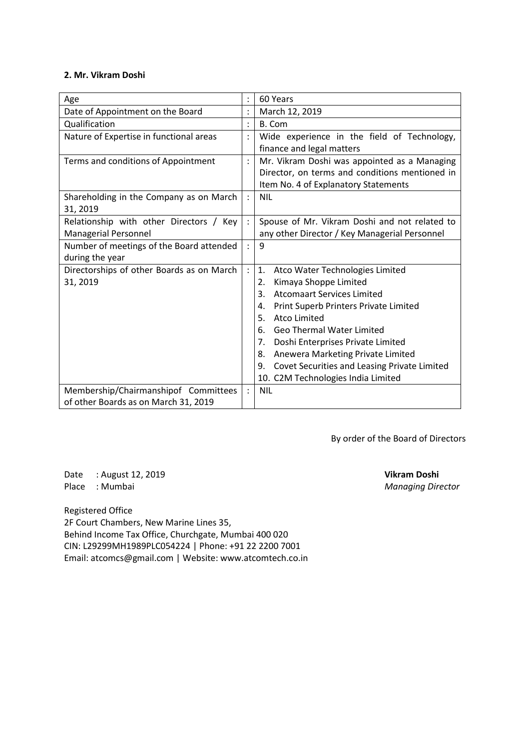**2. Mr. Vikram Doshi**

| | | |
|---|---|---|
| Age | : | 60 Years |
| Date of Appointment on the Board | : | March 12, 2019 |
| Qualification | : | B. Com |
| Nature of Expertise in functional areas | : | Wide experience in the field of Technology, finance and legal matters |
| Terms and conditions of Appointment | : | Mr. Vikram Doshi was appointed as a Managing Director, on terms and conditions mentioned in Item No. 4 of Explanatory Statements |
| Shareholding in the Company as on March 31, 2019 | : | NIL |
| Relationship with other Directors / Key Managerial Personnel | : | Spouse of Mr. Vikram Doshi and not related to any other Director / Key Managerial Personnel |
| Number of meetings of the Board attended during the year | : | 9 |
| Directorships of other Boards as on March 31, 2019 | : | 1. Atco Water Technologies Limited<br>2. Kimaya Shoppe Limited<br>3. Atcomaart Services Limited<br>4. Print Superb Printers Private Limited<br>5. Atco Limited<br>6. Geo Thermal Water Limited<br>7. Doshi Enterprises Private Limited<br>8. Anewera Marketing Private Limited<br>9. Covet Securities and Leasing Private Limited<br>10. C2M Technologies India Limited |
| Membership/Chairmanshipof Committees of other Boards as on March 31, 2019 | : | NIL |

By order of the Board of Directors

Date : August 12, 2019
Place : Mumbai

**Vikram Doshi**
*Managing Director*

Registered Office
2F Court Chambers, New Marine Lines 35,
Behind Income Tax Office, Churchgate, Mumbai 400 020
CIN: L29299MH1989PLC054224 | Phone: +91 22 2200 7001
Email: atcomcs@gmail.com | Website: www.atcomtech.co.in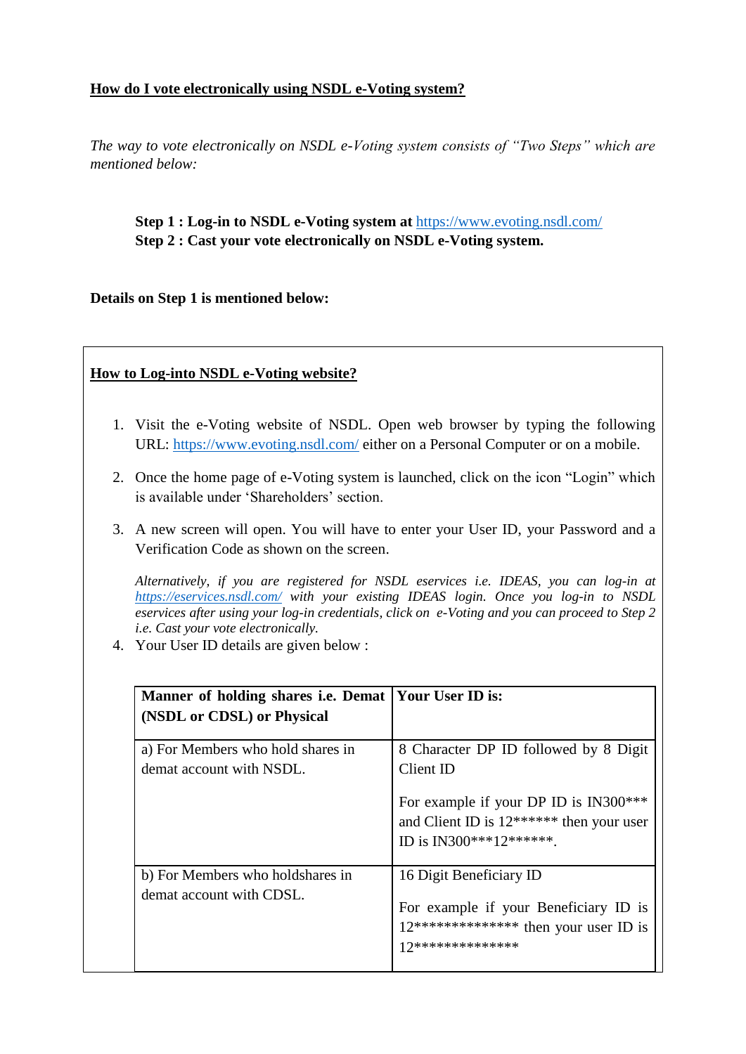## How do I vote electronically using NSDL e-Voting system?

*The way to vote electronically on NSDL e-Voting system consists of "Two Steps" which are mentioned below:*

**Step 1 : Log-in to NSDL e-Voting system at** https://www.evoting.nsdl.com/
**Step 2 : Cast your vote electronically on NSDL e-Voting system.**

**Details on Step 1 is mentioned below:**

### How to Log-into NSDL e-Voting website?

1. Visit the e-Voting website of NSDL. Open web browser by typing the following URL: https://www.evoting.nsdl.com/ either on a Personal Computer or on a mobile.

2. Once the home page of e-Voting system is launched, click on the icon "Login" which is available under 'Shareholders' section.

3. A new screen will open. You will have to enter your User ID, your Password and a Verification Code as shown on the screen.

   *Alternatively, if you are registered for NSDL eservices i.e. IDEAS, you can log-in at https://eservices.nsdl.com/ with your existing IDEAS login. Once you log-in to NSDL eservices after using your log-in credentials, click on e-Voting and you can proceed to Step 2 i.e. Cast your vote electronically.*

4. Your User ID details are given below :

| Manner of holding shares i.e. Demat (NSDL or CDSL) or Physical | Your User ID is: |
|---|---|
| a) For Members who hold shares in demat account with NSDL. | 8 Character DP ID followed by 8 Digit Client ID<br><br>For example if your DP ID is IN300*** and Client ID is 12****** then your user ID is IN300***12******. |
| b) For Members who holdshares in demat account with CDSL. | 16 Digit Beneficiary ID<br><br>For example if your Beneficiary ID is 12************** then your user ID is 12************** |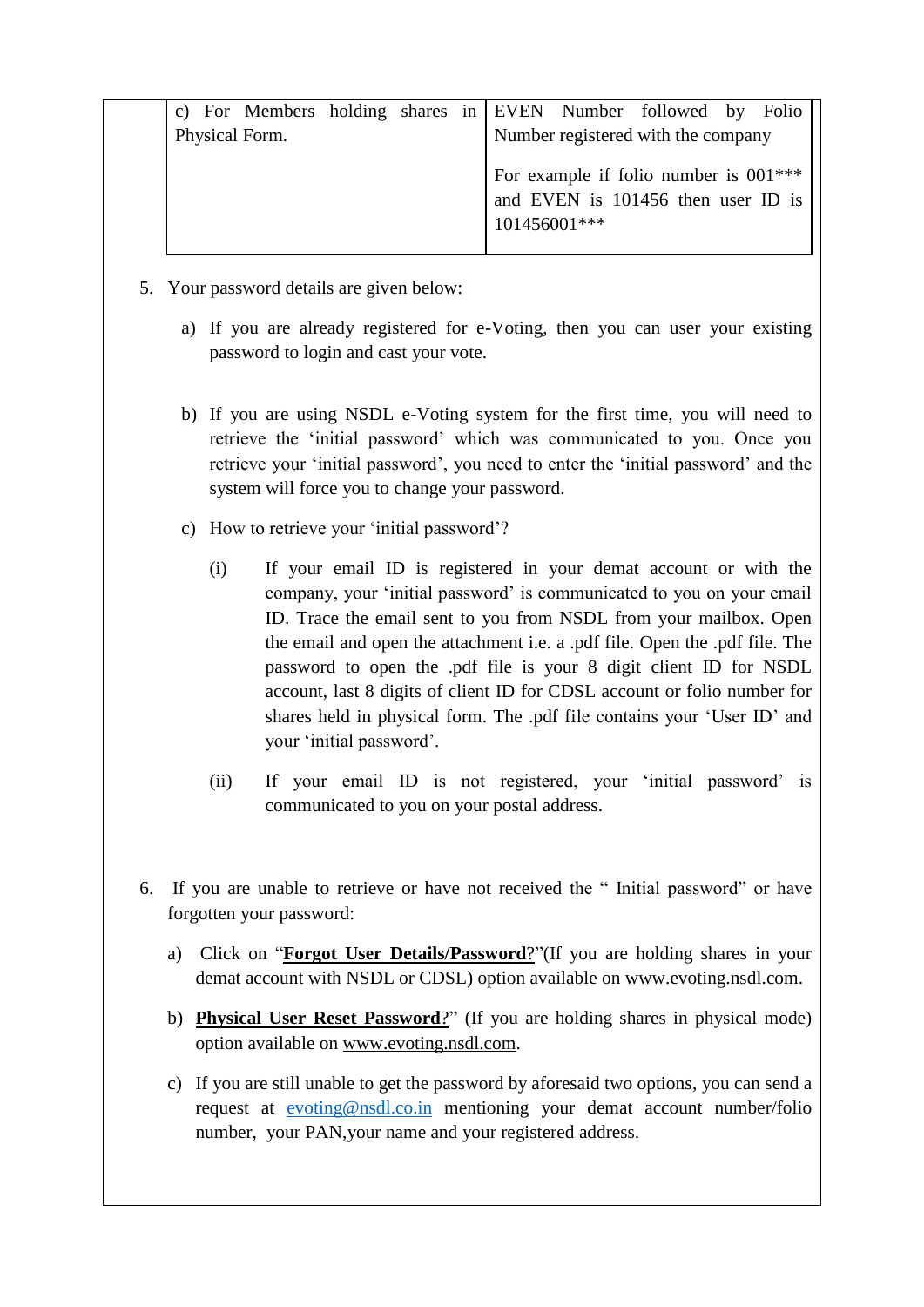| | |
|---|---|
| c) For Members holding shares in Physical Form. | EVEN Number followed by Folio Number registered with the company<br><br>For example if folio number is 001*** and EVEN is 101456 then user ID is 101456001*** |

5. Your password details are given below:

   a) If you are already registered for e-Voting, then you can user your existing password to login and cast your vote.

   b) If you are using NSDL e-Voting system for the first time, you will need to retrieve the 'initial password' which was communicated to you. Once you retrieve your 'initial password', you need to enter the 'initial password' and the system will force you to change your password.

   c) How to retrieve your 'initial password'?

      (i) If your email ID is registered in your demat account or with the company, your 'initial password' is communicated to you on your email ID. Trace the email sent to you from NSDL from your mailbox. Open the email and open the attachment i.e. a .pdf file. Open the .pdf file. The password to open the .pdf file is your 8 digit client ID for NSDL account, last 8 digits of client ID for CDSL account or folio number for shares held in physical form. The .pdf file contains your 'User ID' and your 'initial password'.

      (ii) If your email ID is not registered, your 'initial password' is communicated to you on your postal address.

6. If you are unable to retrieve or have not received the " Initial password" or have forgotten your password:

   a) Click on "**Forgot User Details/Password**?"(If you are holding shares in your demat account with NSDL or CDSL) option available on www.evoting.nsdl.com.

   b) **Physical User Reset Password**?" (If you are holding shares in physical mode) option available on www.evoting.nsdl.com.

   c) If you are still unable to get the password by aforesaid two options, you can send a request at evoting@nsdl.co.in mentioning your demat account number/folio number, your PAN,your name and your registered address.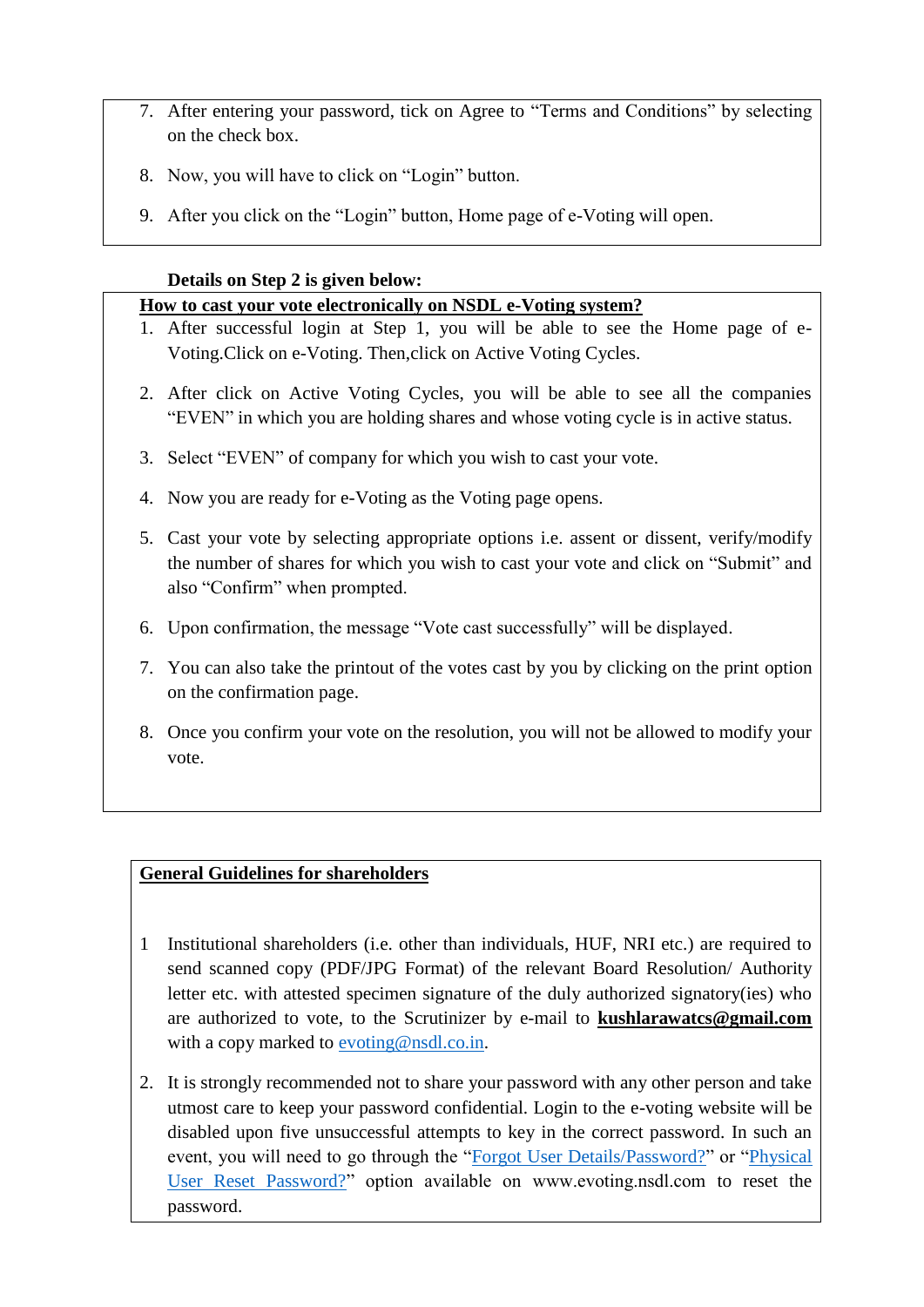7. After entering your password, tick on Agree to "Terms and Conditions" by selecting on the check box.

8. Now, you will have to click on "Login" button.

9. After you click on the "Login" button, Home page of e-Voting will open.

**Details on Step 2 is given below:**

**How to cast your vote electronically on NSDL e-Voting system?**

1. After successful login at Step 1, you will be able to see the Home page of e-Voting.Click on e-Voting. Then,click on Active Voting Cycles.

2. After click on Active Voting Cycles, you will be able to see all the companies "EVEN" in which you are holding shares and whose voting cycle is in active status.

3. Select "EVEN" of company for which you wish to cast your vote.

4. Now you are ready for e-Voting as the Voting page opens.

5. Cast your vote by selecting appropriate options i.e. assent or dissent, verify/modify the number of shares for which you wish to cast your vote and click on "Submit" and also "Confirm" when prompted.

6. Upon confirmation, the message "Vote cast successfully" will be displayed.

7. You can also take the printout of the votes cast by you by clicking on the print option on the confirmation page.

8. Once you confirm your vote on the resolution, you will not be allowed to modify your vote.

**General Guidelines for shareholders**

1 Institutional shareholders (i.e. other than individuals, HUF, NRI etc.) are required to send scanned copy (PDF/JPG Format) of the relevant Board Resolution/ Authority letter etc. with attested specimen signature of the duly authorized signatory(ies) who are authorized to vote, to the Scrutinizer by e-mail to **kushlarawatcs@gmail.com** with a copy marked to evoting@nsdl.co.in.

2. It is strongly recommended not to share your password with any other person and take utmost care to keep your password confidential. Login to the e-voting website will be disabled upon five unsuccessful attempts to key in the correct password. In such an event, you will need to go through the "Forgot User Details/Password?" or "Physical User Reset Password?" option available on www.evoting.nsdl.com to reset the password.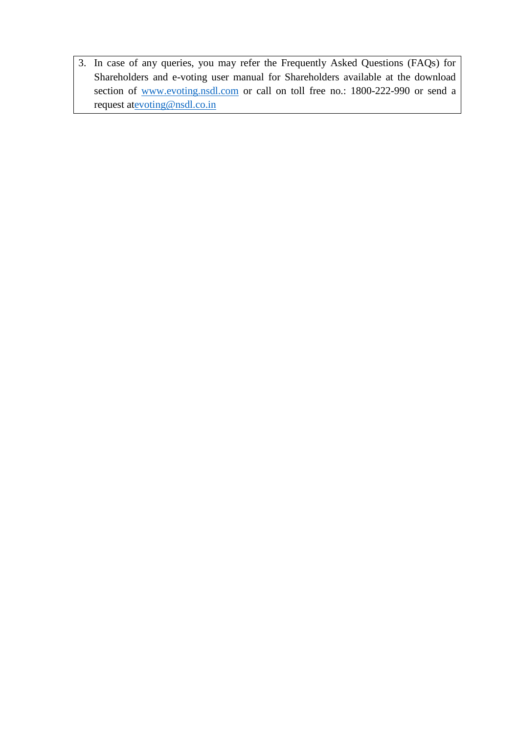3. In case of any queries, you may refer the Frequently Asked Questions (FAQs) for Shareholders and e-voting user manual for Shareholders available at the download section of www.evoting.nsdl.com or call on toll free no.: 1800-222-990 or send a request atevoting@nsdl.co.in